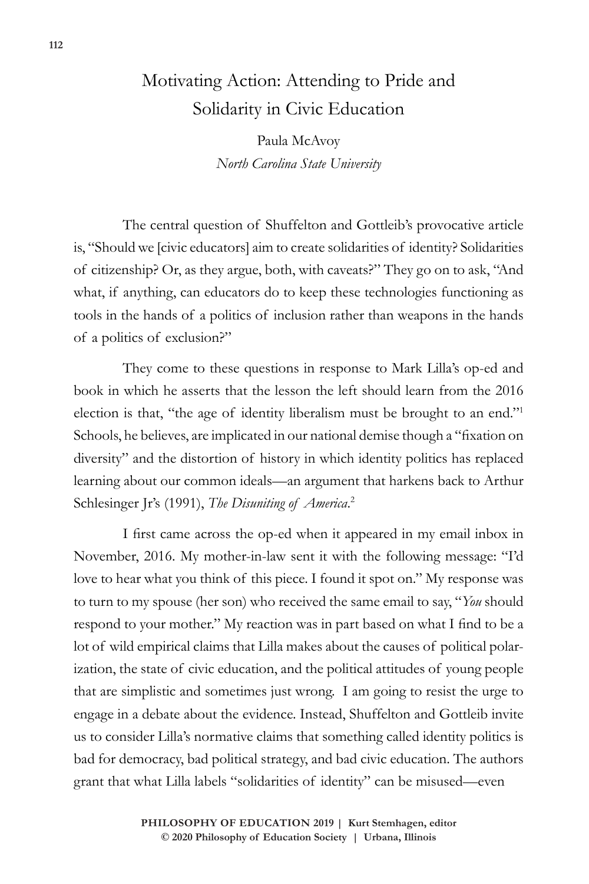# Motivating Action: Attending to Pride and Solidarity in Civic Education

Paula McAvoy

*North Carolina State University*

The central question of Shuffelton and Gottleib's provocative article is, "Should we [civic educators] aim to create solidarities of identity? Solidarities of citizenship? Or, as they argue, both, with caveats?" They go on to ask, "And what, if anything, can educators do to keep these technologies functioning as tools in the hands of a politics of inclusion rather than weapons in the hands of a politics of exclusion?"

They come to these questions in response to Mark Lilla's op-ed and book in which he asserts that the lesson the left should learn from the 2016 election is that, "the age of identity liberalism must be brought to an end."[1] Schools, he believes, are implicated in our national demise though a "fixation on diversity" and the distortion of history in which identity politics has replaced learning about our common ideals—an argument that harkens back to Arthur Schlesinger Jr's (1991), *The Disuniting of America*.[2]

I first came across the op-ed when it appeared in my email inbox in November, 2016. My mother-in-law sent it with the following message: "I'd love to hear what you think of this piece. I found it spot on." My response was to turn to my spouse (her son) who received the same email to say, "*You* should respond to your mother." My reaction was in part based on what I find to be a lot of wild empirical claims that Lilla makes about the causes of political polarization, the state of civic education, and the political attitudes of young people that are simplistic and sometimes just wrong. I am going to resist the urge to engage in a debate about the evidence. Instead, Shuffelton and Gottleib invite us to consider Lilla's normative claims that something called identity politics is bad for democracy, bad political strategy, and bad civic education. The authors grant that what Lilla labels "solidarities of identity" can be misused—even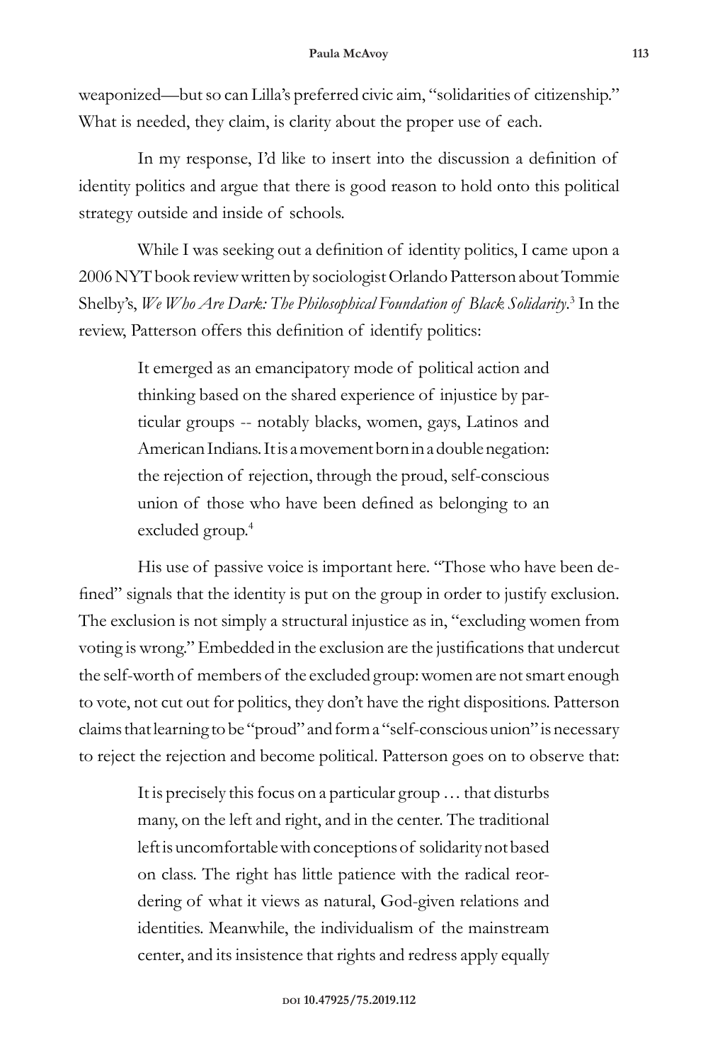weaponized—but so can Lilla's preferred civic aim, "solidarities of citizenship." What is needed, they claim, is clarity about the proper use of each.

In my response, I'd like to insert into the discussion a definition of identity politics and argue that there is good reason to hold onto this political strategy outside and inside of schools.

While I was seeking out a definition of identity politics, I came upon a 2006 NYT book review written by sociologist Orlando Patterson about Tommie Shelby's, *We Who Are Dark: The Philosophical Foundation of Black Solidarity*.[3] In the review, Patterson offers this definition of identify politics:

> It emerged as an emancipatory mode of political action and thinking based on the shared experience of injustice by particular groups -- notably blacks, women, gays, Latinos and American Indians. It is a movement born in a double negation: the rejection of rejection, through the proud, self-conscious union of those who have been defined as belonging to an excluded group.[4]

His use of passive voice is important here. "Those who have been defined" signals that the identity is put on the group in order to justify exclusion. The exclusion is not simply a structural injustice as in, "excluding women from voting is wrong." Embedded in the exclusion are the justifications that undercut the self-worth of members of the excluded group: women are not smart enough to vote, not cut out for politics, they don't have the right dispositions. Patterson claims that learning to be "proud" and form a "self-conscious union" is necessary to reject the rejection and become political. Patterson goes on to observe that:

> It is precisely this focus on a particular group … that disturbs many, on the left and right, and in the center. The traditional left is uncomfortable with conceptions of solidarity not based on class. The right has little patience with the radical reordering of what it views as natural, God-given relations and identities. Meanwhile, the individualism of the mainstream center, and its insistence that rights and redress apply equally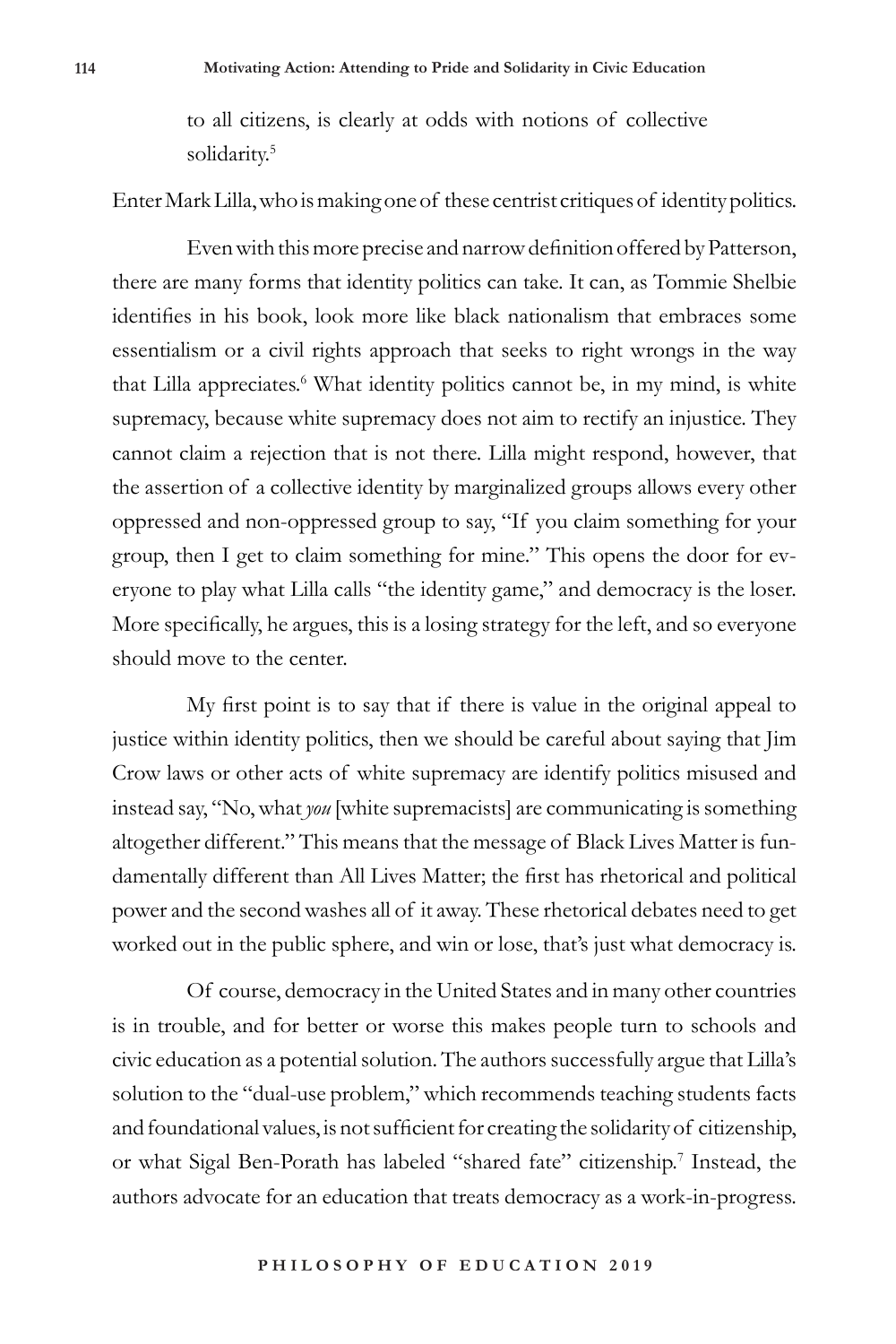to all citizens, is clearly at odds with notions of collective solidarity.[5]

Enter Mark Lilla, who is making one of these centrist critiques of identity politics.

Even with this more precise and narrow definition offered by Patterson, there are many forms that identity politics can take. It can, as Tommie Shelbie identifies in his book, look more like black nationalism that embraces some essentialism or a civil rights approach that seeks to right wrongs in the way that Lilla appreciates.[6] What identity politics cannot be, in my mind, is white supremacy, because white supremacy does not aim to rectify an injustice. They cannot claim a rejection that is not there. Lilla might respond, however, that the assertion of a collective identity by marginalized groups allows every other oppressed and non-oppressed group to say, "If you claim something for your group, then I get to claim something for mine." This opens the door for everyone to play what Lilla calls "the identity game," and democracy is the loser. More specifically, he argues, this is a losing strategy for the left, and so everyone should move to the center.

My first point is to say that if there is value in the original appeal to justice within identity politics, then we should be careful about saying that Jim Crow laws or other acts of white supremacy are identify politics misused and instead say, "No, what *you* [white supremacists] are communicating is something altogether different." This means that the message of Black Lives Matter is fundamentally different than All Lives Matter; the first has rhetorical and political power and the second washes all of it away. These rhetorical debates need to get worked out in the public sphere, and win or lose, that's just what democracy is.

Of course, democracy in the United States and in many other countries is in trouble, and for better or worse this makes people turn to schools and civic education as a potential solution. The authors successfully argue that Lilla's solution to the "dual-use problem," which recommends teaching students facts and foundational values, is not sufficient for creating the solidarity of citizenship, or what Sigal Ben-Porath has labeled "shared fate" citizenship.[7] Instead, the authors advocate for an education that treats democracy as a work-in-progress.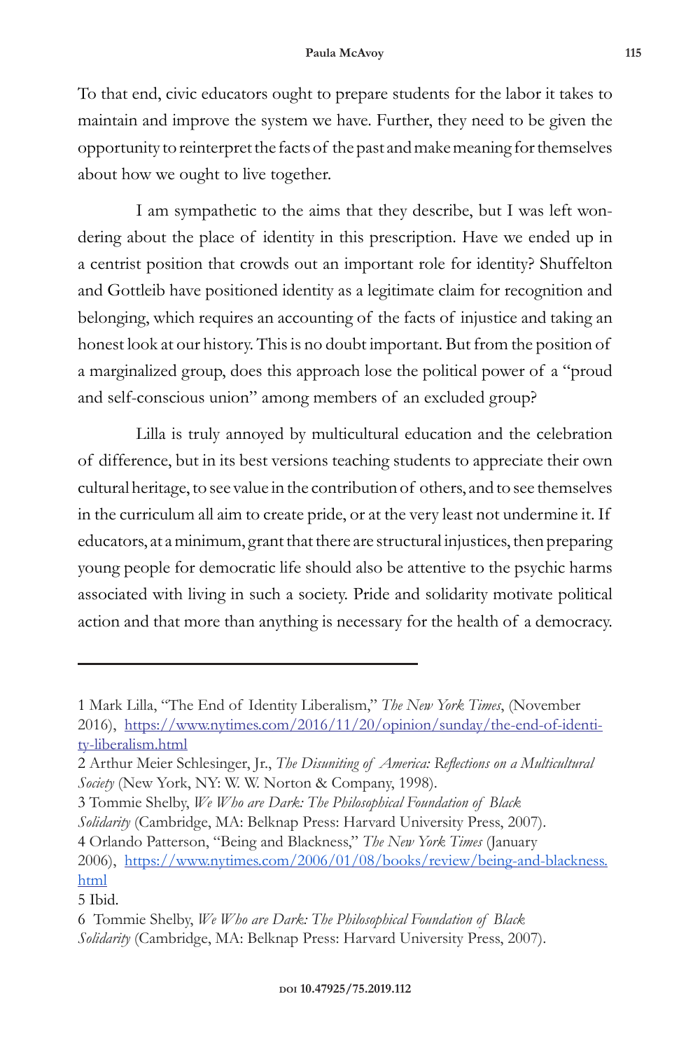To that end, civic educators ought to prepare students for the labor it takes to maintain and improve the system we have. Further, they need to be given the opportunity to reinterpret the facts of the past and make meaning for themselves about how we ought to live together.

I am sympathetic to the aims that they describe, but I was left wondering about the place of identity in this prescription. Have we ended up in a centrist position that crowds out an important role for identity? Shuffelton and Gottleib have positioned identity as a legitimate claim for recognition and belonging, which requires an accounting of the facts of injustice and taking an honest look at our history. This is no doubt important. But from the position of a marginalized group, does this approach lose the political power of a "proud and self-conscious union" among members of an excluded group?

Lilla is truly annoyed by multicultural education and the celebration of difference, but in its best versions teaching students to appreciate their own cultural heritage, to see value in the contribution of others, and to see themselves in the curriculum all aim to create pride, or at the very least not undermine it. If educators, at a minimum, grant that there are structural injustices, then preparing young people for democratic life should also be attentive to the psychic harms associated with living in such a society. Pride and solidarity motivate political action and that more than anything is necessary for the health of a democracy.

---

1 Mark Lilla, "The End of Identity Liberalism," *The New York Times*, (November 2016), https://www.nytimes.com/2016/11/20/opinion/sunday/the-end-of-identity-liberalism.html

2 Arthur Meier Schlesinger, Jr., *The Disuniting of America: Reflections on a Multicultural Society* (New York, NY: W. W. Norton & Company, 1998).

3 Tommie Shelby, *We Who are Dark: The Philosophical Foundation of Black Solidarity* (Cambridge, MA: Belknap Press: Harvard University Press, 2007).

4 Orlando Patterson, "Being and Blackness," *The New York Times* (January 2006), https://www.nytimes.com/2006/01/08/books/review/being-and-blackness.html

5 Ibid.

6 Tommie Shelby, *We Who are Dark: The Philosophical Foundation of Black Solidarity* (Cambridge, MA: Belknap Press: Harvard University Press, 2007).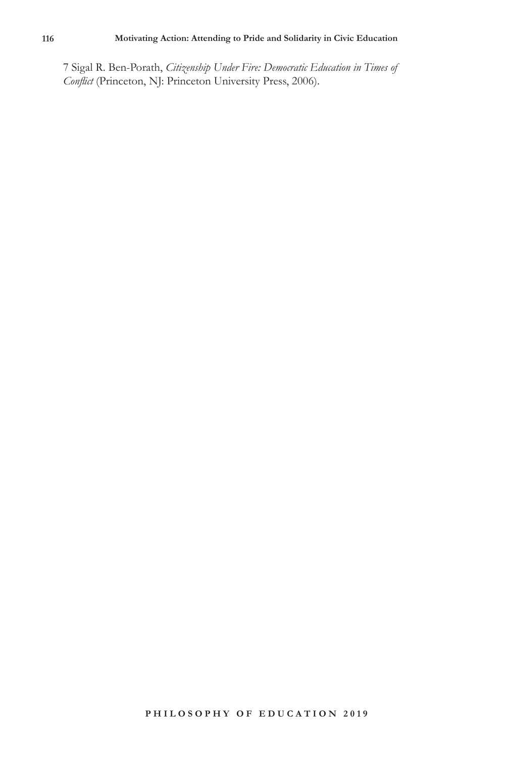7 Sigal R. Ben-Porath, *Citizenship Under Fire: Democratic Education in Times of Conflict* (Princeton, NJ: Princeton University Press, 2006).